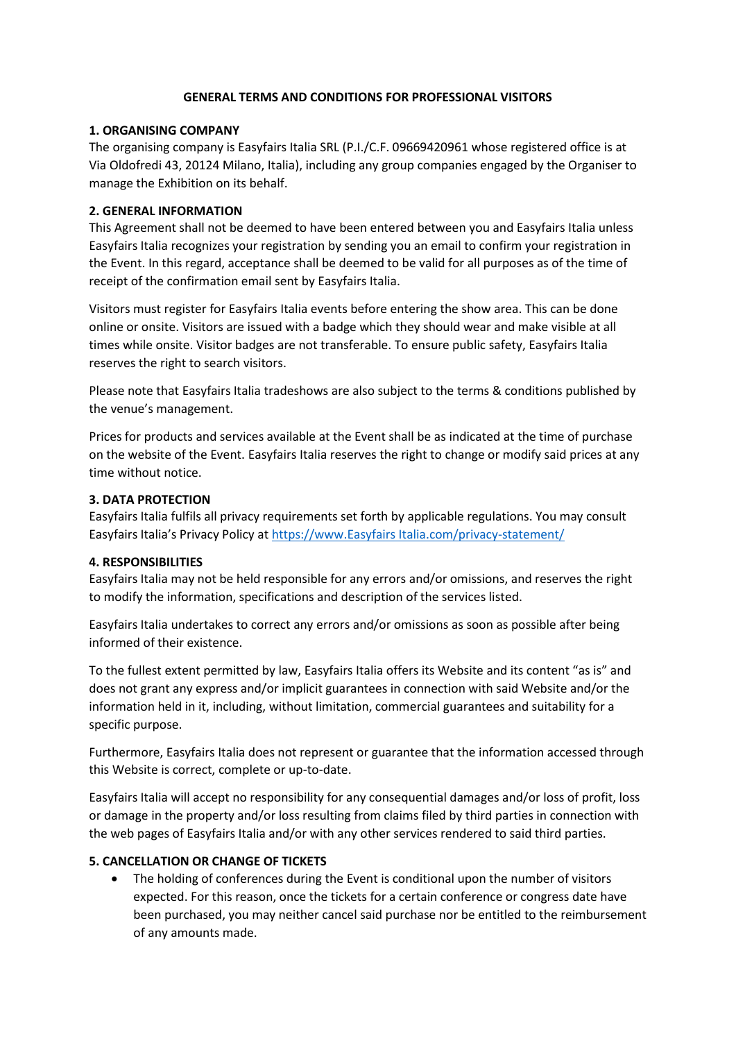# GENERAL TERMS AND CONDITIONS FOR PROFESSIONAL VISITORS

## 1. ORGANISING COMPANY

The organising company is Easyfairs Italia SRL (P.I./C.F. 09669420961 whose registered office is at Via Oldofredi 43, 20124 Milano, Italia), including any group companies engaged by the Organiser to manage the Exhibition on its behalf.

## 2. GENERAL INFORMATION

This Agreement shall not be deemed to have been entered between you and Easyfairs Italia unless Easyfairs Italia recognizes your registration by sending you an email to confirm your registration in the Event. In this regard, acceptance shall be deemed to be valid for all purposes as of the time of receipt of the confirmation email sent by Easyfairs Italia.

Visitors must register for Easyfairs Italia events before entering the show area. This can be done online or onsite. Visitors are issued with a badge which they should wear and make visible at all times while onsite. Visitor badges are not transferable. To ensure public safety, Easyfairs Italia reserves the right to search visitors.

Please note that Easyfairs Italia tradeshows are also subject to the terms & conditions published by the venue's management.

Prices for products and services available at the Event shall be as indicated at the time of purchase on the website of the Event. Easyfairs Italia reserves the right to change or modify said prices at any time without notice.

## 3. DATA PROTECTION

Easyfairs Italia fulfils all privacy requirements set forth by applicable regulations. You may consult Easyfairs Italia's Privacy Policy at https://www.Easyfairs Italia.com/privacy-statement/

## 4. RESPONSIBILITIES

Easyfairs Italia may not be held responsible for any errors and/or omissions, and reserves the right to modify the information, specifications and description of the services listed.

Easyfairs Italia undertakes to correct any errors and/or omissions as soon as possible after being informed of their existence.

To the fullest extent permitted by law, Easyfairs Italia offers its Website and its content "as is" and does not grant any express and/or implicit guarantees in connection with said Website and/or the information held in it, including, without limitation, commercial guarantees and suitability for a specific purpose.

Furthermore, Easyfairs Italia does not represent or guarantee that the information accessed through this Website is correct, complete or up-to-date.

Easyfairs Italia will accept no responsibility for any consequential damages and/or loss of profit, loss or damage in the property and/or loss resulting from claims filed by third parties in connection with the web pages of Easyfairs Italia and/or with any other services rendered to said third parties.

## 5. CANCELLATION OR CHANGE OF TICKETS

- The holding of conferences during the Event is conditional upon the number of visitors expected. For this reason, once the tickets for a certain conference or congress date have been purchased, you may neither cancel said purchase nor be entitled to the reimbursement of any amounts made.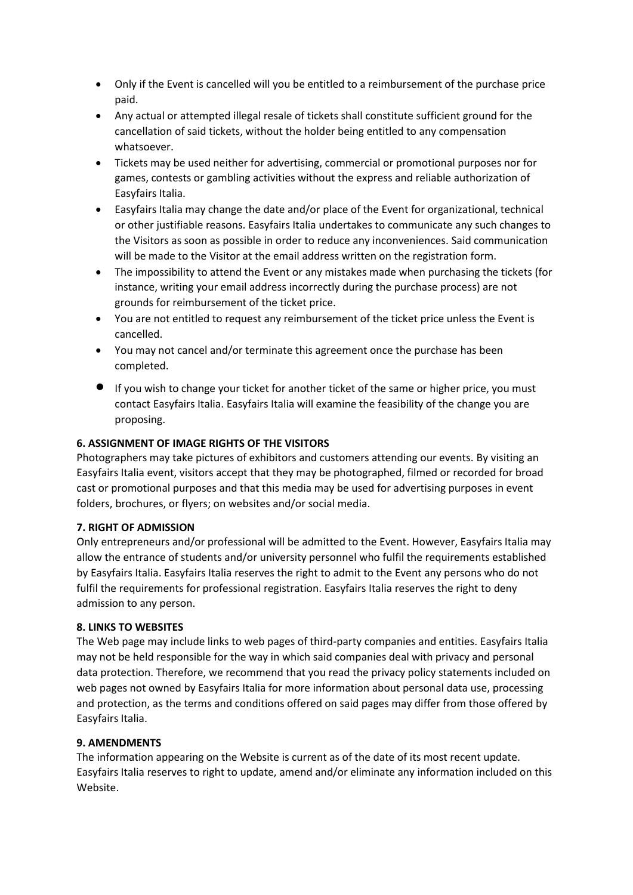- Only if the Event is cancelled will you be entitled to a reimbursement of the purchase price paid.
- Any actual or attempted illegal resale of tickets shall constitute sufficient ground for the cancellation of said tickets, without the holder being entitled to any compensation whatsoever.
- Tickets may be used neither for advertising, commercial or promotional purposes nor for games, contests or gambling activities without the express and reliable authorization of Easyfairs Italia.
- Easyfairs Italia may change the date and/or place of the Event for organizational, technical or other justifiable reasons. Easyfairs Italia undertakes to communicate any such changes to the Visitors as soon as possible in order to reduce any inconveniences. Said communication will be made to the Visitor at the email address written on the registration form.
- The impossibility to attend the Event or any mistakes made when purchasing the tickets (for instance, writing your email address incorrectly during the purchase process) are not grounds for reimbursement of the ticket price.
- You are not entitled to request any reimbursement of the ticket price unless the Event is cancelled.
- You may not cancel and/or terminate this agreement once the purchase has been completed.
- If you wish to change your ticket for another ticket of the same or higher price, you must contact Easyfairs Italia. Easyfairs Italia will examine the feasibility of the change you are proposing.

**6. ASSIGNMENT OF IMAGE RIGHTS OF THE VISITORS**

Photographers may take pictures of exhibitors and customers attending our events. By visiting an Easyfairs Italia event, visitors accept that they may be photographed, filmed or recorded for broad cast or promotional purposes and that this media may be used for advertising purposes in event folders, brochures, or flyers; on websites and/or social media.

**7. RIGHT OF ADMISSION**

Only entrepreneurs and/or professional will be admitted to the Event. However, Easyfairs Italia may allow the entrance of students and/or university personnel who fulfil the requirements established by Easyfairs Italia. Easyfairs Italia reserves the right to admit to the Event any persons who do not fulfil the requirements for professional registration. Easyfairs Italia reserves the right to deny admission to any person.

**8. LINKS TO WEBSITES**

The Web page may include links to web pages of third-party companies and entities. Easyfairs Italia may not be held responsible for the way in which said companies deal with privacy and personal data protection. Therefore, we recommend that you read the privacy policy statements included on web pages not owned by Easyfairs Italia for more information about personal data use, processing and protection, as the terms and conditions offered on said pages may differ from those offered by Easyfairs Italia.

**9. AMENDMENTS**

The information appearing on the Website is current as of the date of its most recent update. Easyfairs Italia reserves to right to update, amend and/or eliminate any information included on this Website.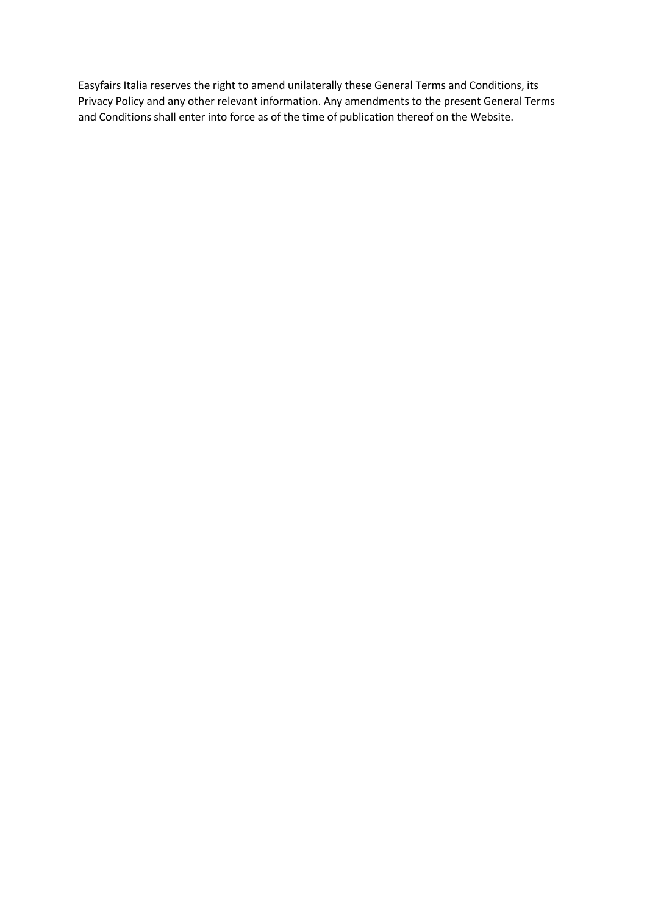Easyfairs Italia reserves the right to amend unilaterally these General Terms and Conditions, its Privacy Policy and any other relevant information. Any amendments to the present General Terms and Conditions shall enter into force as of the time of publication thereof on the Website.